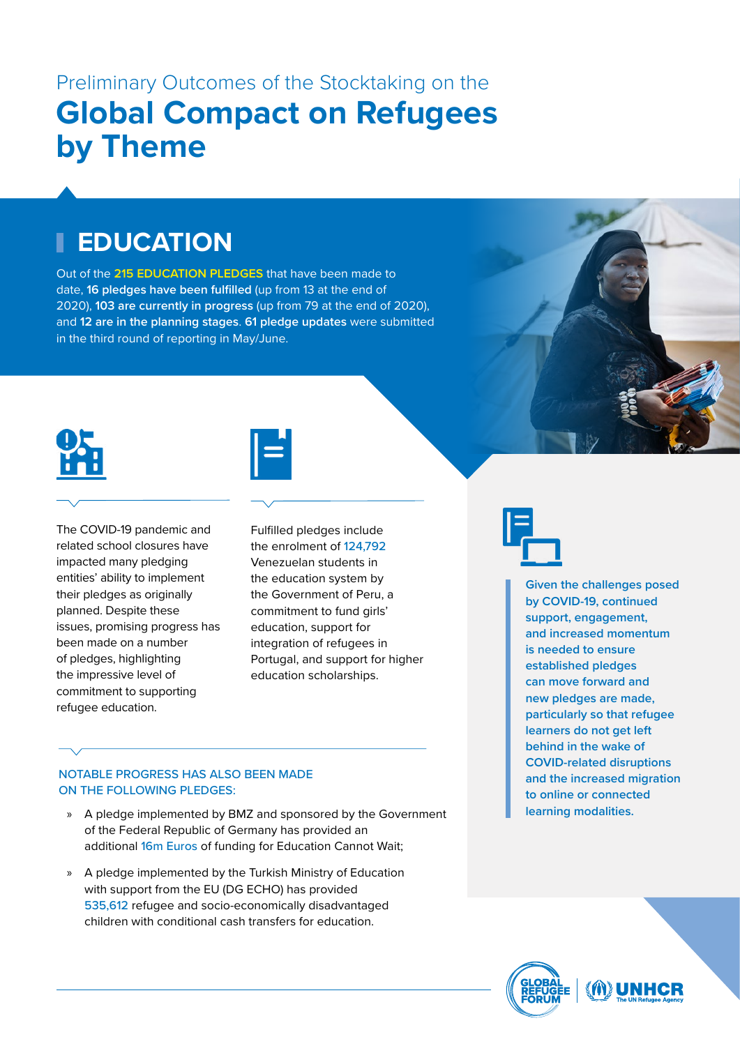Preliminary Outcomes of the Stocktaking on the

# Global Compact on Refugees by Theme

## EDUCATION

Out of the 215 EDUCATION PLEDGES that have been made to date, **16 pledges have been fulfilled** (up from 13 at the end of 2020), **103 are currently in progress** (up from 79 at the end of 2020), and **12 are in the planning stages**. **61 pledge updates** were submitted in the third round of reporting in May/June.

The COVID-19 pandemic and related school closures have impacted many pledging entities' ability to implement their pledges as originally planned. Despite these issues, promising progress has been made on a number of pledges, highlighting the impressive level of commitment to supporting refugee education.

Fulfilled pledges include the enrolment of 124,792 Venezuelan students in the education system by the Government of Peru, a commitment to fund girls' education, support for integration of refugees in Portugal, and support for higher education scholarships.

**Given the challenges posed by COVID-19, continued support, engagement, and increased momentum is needed to ensure established pledges can move forward and new pledges are made, particularly so that refugee learners do not get left behind in the wake of COVID-related disruptions and the increased migration to online or connected learning modalities.**

NOTABLE PROGRESS HAS ALSO BEEN MADE ON THE FOLLOWING PLEDGES:

- A pledge implemented by BMZ and sponsored by the Government of the Federal Republic of Germany has provided an additional 16m Euros of funding for Education Cannot Wait;
- A pledge implemented by the Turkish Ministry of Education with support from the EU (DG ECHO) has provided 535,612 refugee and socio-economically disadvantaged children with conditional cash transfers for education.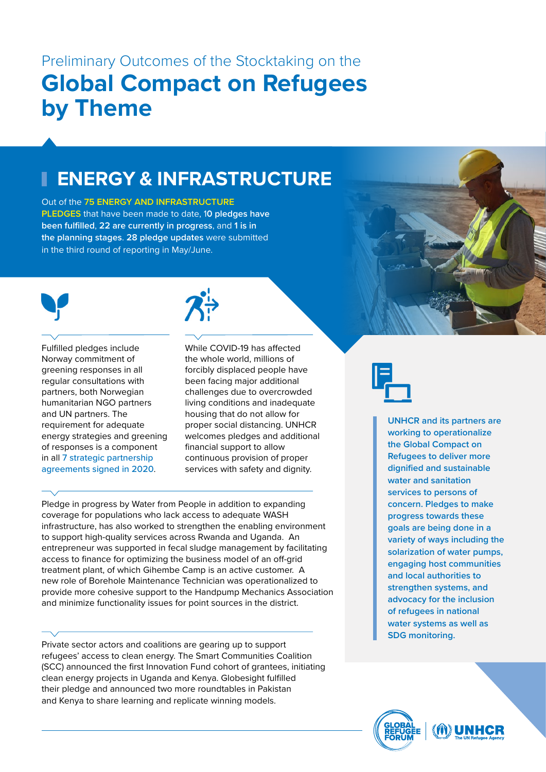Preliminary Outcomes of the Stocktaking on the

# Global Compact on Refugees by Theme

## ENERGY & INFRASTRUCTURE

Out of the **75 ENERGY AND INFRASTRUCTURE PLEDGES** that have been made to date, **10 pledges have been fulfilled**, **22 are currently in progress**, and **1 is in the planning stages**. **28 pledge updates** were submitted in the third round of reporting in May/June.

Fulfilled pledges include Norway commitment of greening responses in all regular consultations with partners, both Norwegian humanitarian NGO partners and UN partners. The requirement for adequate energy strategies and greening of responses is a component in all 7 strategic partnership agreements signed in 2020.

While COVID-19 has affected the whole world, millions of forcibly displaced people have been facing major additional challenges due to overcrowded living conditions and inadequate housing that do not allow for proper social distancing. UNHCR welcomes pledges and additional financial support to allow continuous provision of proper services with safety and dignity.

Pledge in progress by Water from People in addition to expanding coverage for populations who lack access to adequate WASH infrastructure, has also worked to strengthen the enabling environment to support high-quality services across Rwanda and Uganda. An entrepreneur was supported in fecal sludge management by facilitating access to finance for optimizing the business model of an off-grid treatment plant, of which Gihembe Camp is an active customer. A new role of Borehole Maintenance Technician was operationalized to provide more cohesive support to the Handpump Mechanics Association and minimize functionality issues for point sources in the district.

Private sector actors and coalitions are gearing up to support refugees' access to clean energy. The Smart Communities Coalition (SCC) announced the first Innovation Fund cohort of grantees, initiating clean energy projects in Uganda and Kenya. Globesight fulfilled their pledge and announced two more roundtables in Pakistan and Kenya to share learning and replicate winning models.

**UNHCR and its partners are working to operationalize the Global Compact on Refugees to deliver more dignified and sustainable water and sanitation services to persons of concern. Pledges to make progress towards these goals are being done in a variety of ways including the solarization of water pumps, engaging host communities and local authorities to strengthen systems, and advocacy for the inclusion of refugees in national water systems as well as SDG monitoring.**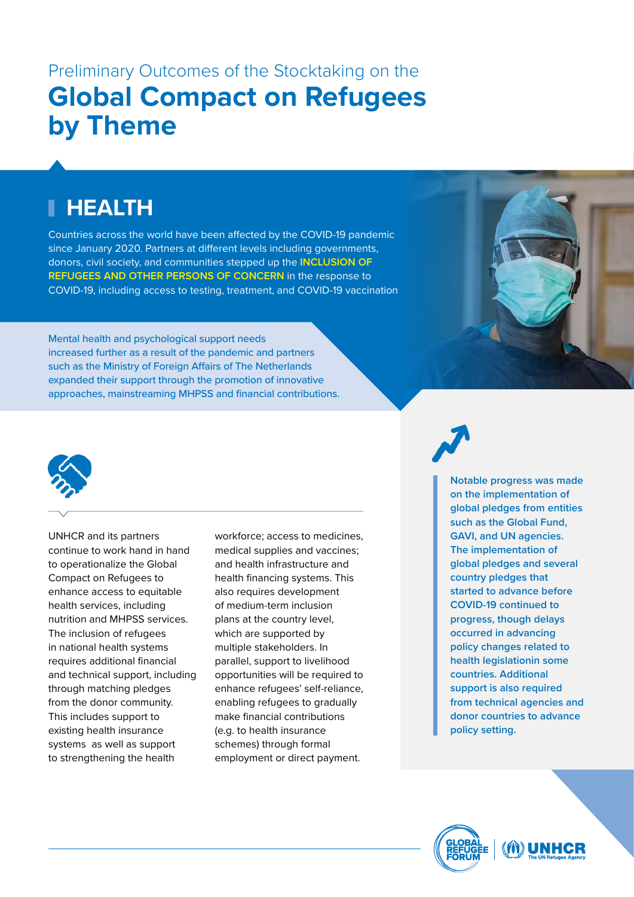Preliminary Outcomes of the Stocktaking on the

# Global Compact on Refugees by Theme

## HEALTH

Countries across the world have been affected by the COVID-19 pandemic since January 2020. Partners at different levels including governments, donors, civil society, and communities stepped up the **INCLUSION OF REFUGEES AND OTHER PERSONS OF CONCERN** in the response to COVID-19, including access to testing, treatment, and COVID-19 vaccination

Mental health and psychological support needs increased further as a result of the pandemic and partners such as the Ministry of Foreign Affairs of The Netherlands expanded their support through the promotion of innovative approaches, mainstreaming MHPSS and financial contributions.

UNHCR and its partners continue to work hand in hand to operationalize the Global Compact on Refugees to enhance access to equitable health services, including nutrition and MHPSS services. The inclusion of refugees in national health systems requires additional financial and technical support, including through matching pledges from the donor community. This includes support to existing health insurance systems as well as support to strengthening the health workforce; access to medicines, medical supplies and vaccines; and health infrastructure and health financing systems. This also requires development of medium-term inclusion plans at the country level, which are supported by multiple stakeholders. In parallel, support to livelihood opportunities will be required to enhance refugees' self-reliance, enabling refugees to gradually make financial contributions (e.g. to health insurance schemes) through formal employment or direct payment.

**Notable progress was made on the implementation of global pledges from entities such as the Global Fund, GAVI, and UN agencies. The implementation of global pledges and several country pledges that started to advance before COVID-19 continued to progress, though delays occurred in advancing policy changes related to health legislationin some countries. Additional support is also required from technical agencies and donor countries to advance policy setting.**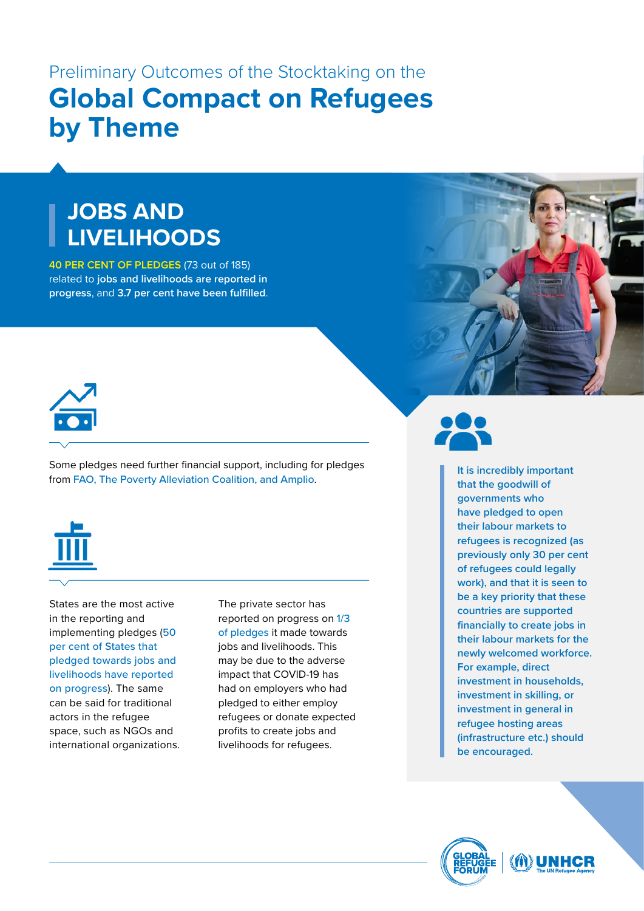Preliminary Outcomes of the Stocktaking on the

# Global Compact on Refugees by Theme

## JOBS AND LIVELIHOODS

**40 PER CENT OF PLEDGES** (73 out of 185) related to **jobs and livelihoods are reported in progress**, and **3.7 per cent have been fulfilled**.

Some pledges need further financial support, including for pledges from FAO, The Poverty Alleviation Coalition, and Amplio.

States are the most active in the reporting and implementing pledges (50 per cent of States that pledged towards jobs and livelihoods have reported on progress). The same can be said for traditional actors in the refugee space, such as NGOs and international organizations.

The private sector has reported on progress on 1/3 of pledges it made towards jobs and livelihoods. This may be due to the adverse impact that COVID-19 has had on employers who had pledged to either employ refugees or donate expected profits to create jobs and livelihoods for refugees.

**It is incredibly important that the goodwill of governments who have pledged to open their labour markets to refugees is recognized (as previously only 30 per cent of refugees could legally work), and that it is seen to be a key priority that these countries are supported financially to create jobs in their labour markets for the newly welcomed workforce. For example, direct investment in households, investment in skilling, or investment in general in refugee hosting areas (infrastructure etc.) should be encouraged.**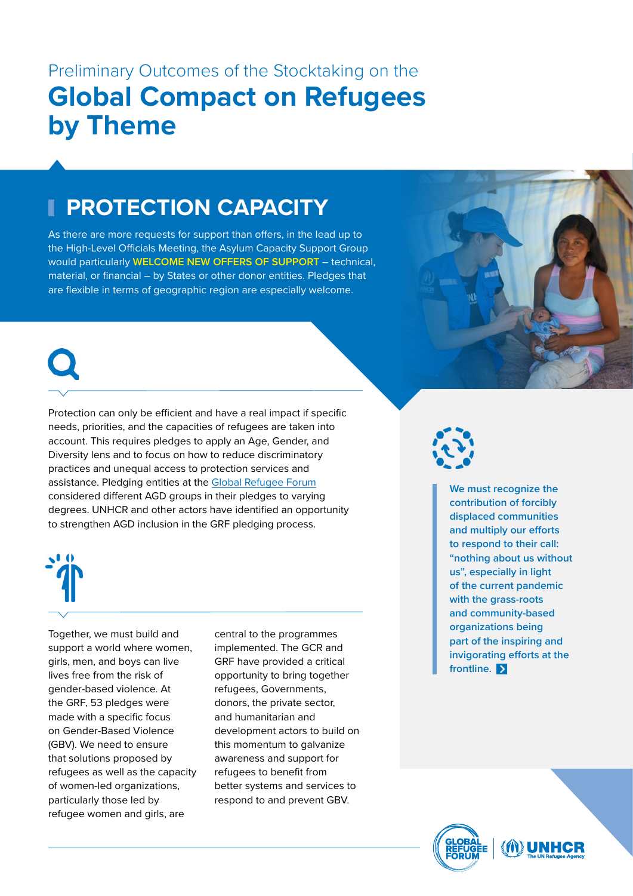Preliminary Outcomes of the Stocktaking on the

# Global Compact on Refugees by Theme

## PROTECTION CAPACITY

As there are more requests for support than offers, in the lead up to the High-Level Officials Meeting, the Asylum Capacity Support Group would particularly **WELCOME NEW OFFERS OF SUPPORT** – technical, material, or financial – by States or other donor entities. Pledges that are flexible in terms of geographic region are especially welcome.

Protection can only be efficient and have a real impact if specific needs, priorities, and the capacities of refugees are taken into account. This requires pledges to apply an Age, Gender, and Diversity lens and to focus on how to reduce discriminatory practices and unequal access to protection services and assistance. Pledging entities at the Global Refugee Forum considered different AGD groups in their pledges to varying degrees. UNHCR and other actors have identified an opportunity to strengthen AGD inclusion in the GRF pledging process.

Together, we must build and support a world where women, girls, men, and boys can live lives free from the risk of gender-based violence. At the GRF, 53 pledges were made with a specific focus on Gender-Based Violence (GBV). We need to ensure that solutions proposed by refugees as well as the capacity of women-led organizations, particularly those led by refugee women and girls, are central to the programmes implemented. The GCR and GRF have provided a critical opportunity to bring together refugees, Governments, donors, the private sector, and humanitarian and development actors to build on this momentum to galvanize awareness and support for refugees to benefit from better systems and services to respond to and prevent GBV.

**We must recognize the contribution of forcibly displaced communities and multiply our efforts to respond to their call: "nothing about us without us", especially in light of the current pandemic with the grass-roots and community-based organizations being part of the inspiring and invigorating efforts at the frontline.**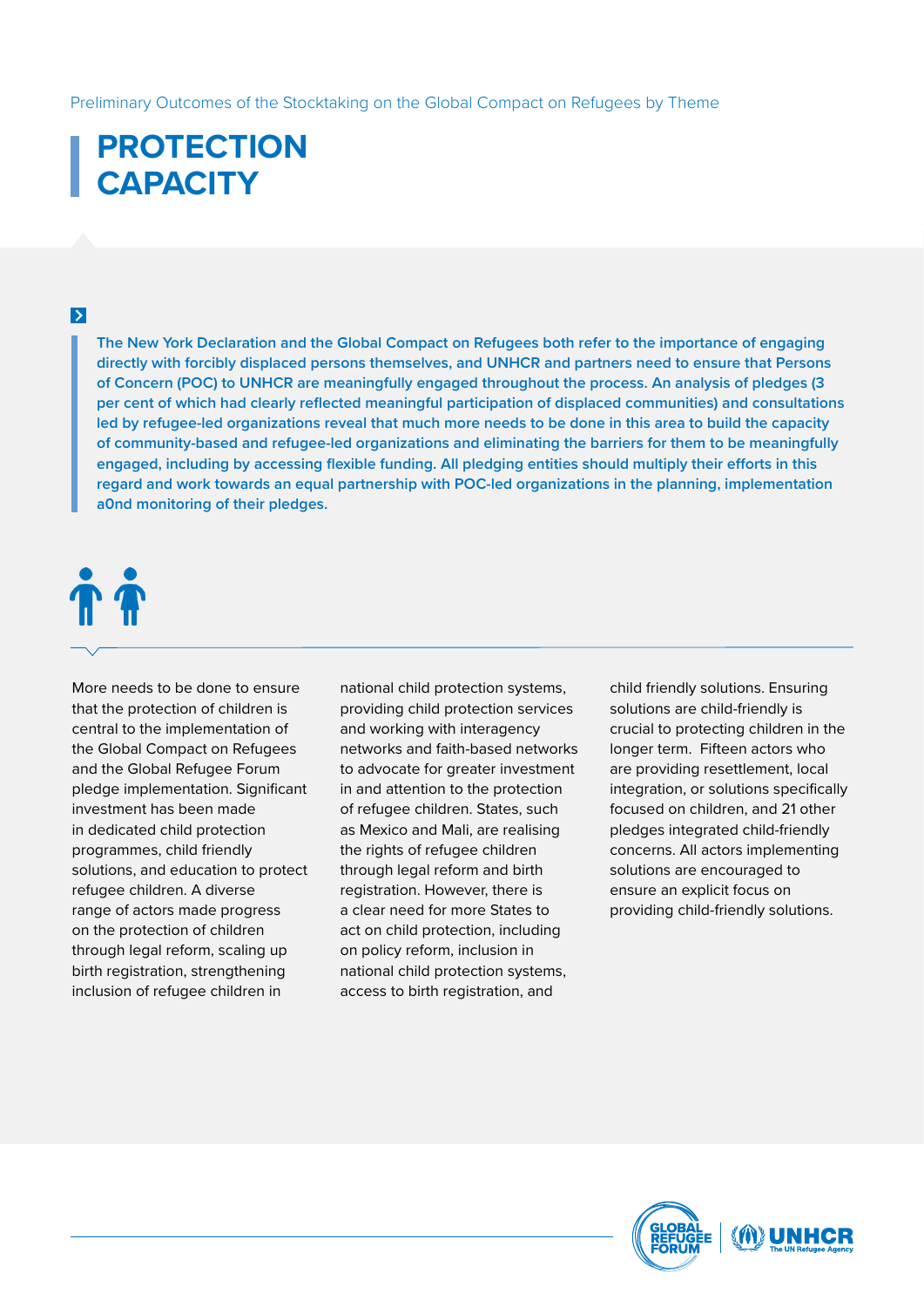# PROTECTION CAPACITY

**The New York Declaration and the Global Compact on Refugees both refer to the importance of engaging directly with forcibly displaced persons themselves, and UNHCR and partners need to ensure that Persons of Concern (POC) to UNHCR are meaningfully engaged throughout the process. An analysis of pledges (3 per cent of which had clearly reflected meaningful participation of displaced communities) and consultations led by refugee-led organizations reveal that much more needs to be done in this area to build the capacity of community-based and refugee-led organizations and eliminating the barriers for them to be meaningfully engaged, including by accessing flexible funding. All pledging entities should multiply their efforts in this regard and work towards an equal partnership with POC-led organizations in the planning, implementation a0nd monitoring of their pledges.**

More needs to be done to ensure that the protection of children is central to the implementation of the Global Compact on Refugees and the Global Refugee Forum pledge implementation. Significant investment has been made in dedicated child protection programmes, child friendly solutions, and education to protect refugee children. A diverse range of actors made progress on the protection of children through legal reform, scaling up birth registration, strengthening inclusion of refugee children in national child protection systems, providing child protection services and working with interagency networks and faith-based networks to advocate for greater investment in and attention to the protection of refugee children. States, such as Mexico and Mali, are realising the rights of refugee children through legal reform and birth registration. However, there is a clear need for more States to act on child protection, including on policy reform, inclusion in national child protection systems, access to birth registration, and child friendly solutions. Ensuring solutions are child-friendly is crucial to protecting children in the longer term. Fifteen actors who are providing resettlement, local integration, or solutions specifically focused on children, and 21 other pledges integrated child-friendly concerns. All actors implementing solutions are encouraged to ensure an explicit focus on providing child-friendly solutions.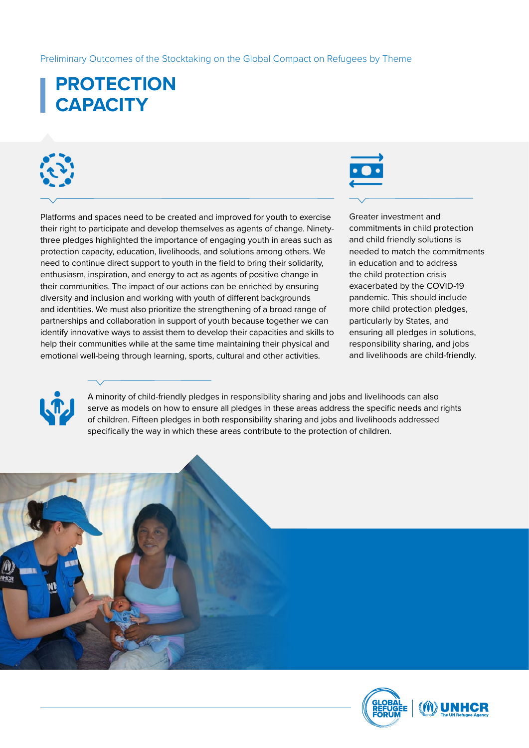# PROTECTION CAPACITY

Platforms and spaces need to be created and improved for youth to exercise their right to participate and develop themselves as agents of change. Ninety-three pledges highlighted the importance of engaging youth in areas such as protection capacity, education, livelihoods, and solutions among others. We need to continue direct support to youth in the field to bring their solidarity, enthusiasm, inspiration, and energy to act as agents of positive change in their communities. The impact of our actions can be enriched by ensuring diversity and inclusion and working with youth of different backgrounds and identities. We must also prioritize the strengthening of a broad range of partnerships and collaboration in support of youth because together we can identify innovative ways to assist them to develop their capacities and skills to help their communities while at the same time maintaining their physical and emotional well-being through learning, sports, cultural and other activities.

Greater investment and commitments in child protection and child friendly solutions is needed to match the commitments in education and to address the child protection crisis exacerbated by the COVID-19 pandemic. This should include more child protection pledges, particularly by States, and ensuring all pledges in solutions, responsibility sharing, and jobs and livelihoods are child-friendly.

A minority of child-friendly pledges in responsibility sharing and jobs and livelihoods can also serve as models on how to ensure all pledges in these areas address the specific needs and rights of children. Fifteen pledges in both responsibility sharing and jobs and livelihoods addressed specifically the way in which these areas contribute to the protection of children.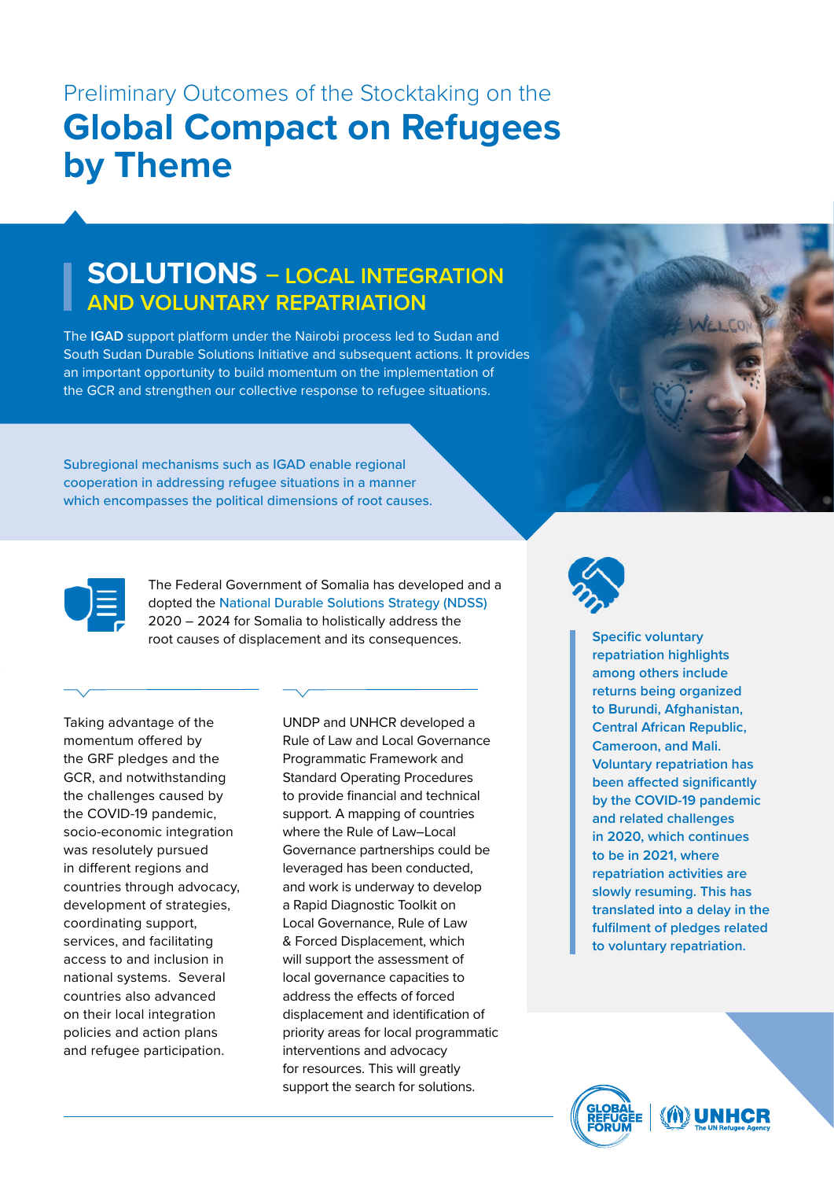Preliminary Outcomes of the Stocktaking on the

# Global Compact on Refugees by Theme

## SOLUTIONS – LOCAL INTEGRATION AND VOLUNTARY REPATRIATION

The **IGAD** support platform under the Nairobi process led to Sudan and South Sudan Durable Solutions Initiative and subsequent actions. It provides an important opportunity to build momentum on the implementation of the GCR and strengthen our collective response to refugee situations.

Subregional mechanisms such as IGAD enable regional cooperation in addressing refugee situations in a manner which encompasses the political dimensions of root causes.

The Federal Government of Somalia has developed and a dopted the National Durable Solutions Strategy (NDSS) 2020 – 2024 for Somalia to holistically address the root causes of displacement and its consequences.

Taking advantage of the momentum offered by the GRF pledges and the GCR, and notwithstanding the challenges caused by the COVID-19 pandemic, socio-economic integration was resolutely pursued in different regions and countries through advocacy, development of strategies, coordinating support, services, and facilitating access to and inclusion in national systems. Several countries also advanced on their local integration policies and action plans and refugee participation.

UNDP and UNHCR developed a Rule of Law and Local Governance Programmatic Framework and Standard Operating Procedures to provide financial and technical support. A mapping of countries where the Rule of Law–Local Governance partnerships could be leveraged has been conducted, and work is underway to develop a Rapid Diagnostic Toolkit on Local Governance, Rule of Law & Forced Displacement, which will support the assessment of local governance capacities to address the effects of forced displacement and identification of priority areas for local programmatic interventions and advocacy for resources. This will greatly support the search for solutions.

Specific voluntary repatriation highlights among others include returns being organized to Burundi, Afghanistan, Central African Republic, Cameroon, and Mali. Voluntary repatriation has been affected significantly by the COVID-19 pandemic and related challenges in 2020, which continues to be in 2021, where repatriation activities are slowly resuming. This has translated into a delay in the fulfilment of pledges related to voluntary repatriation.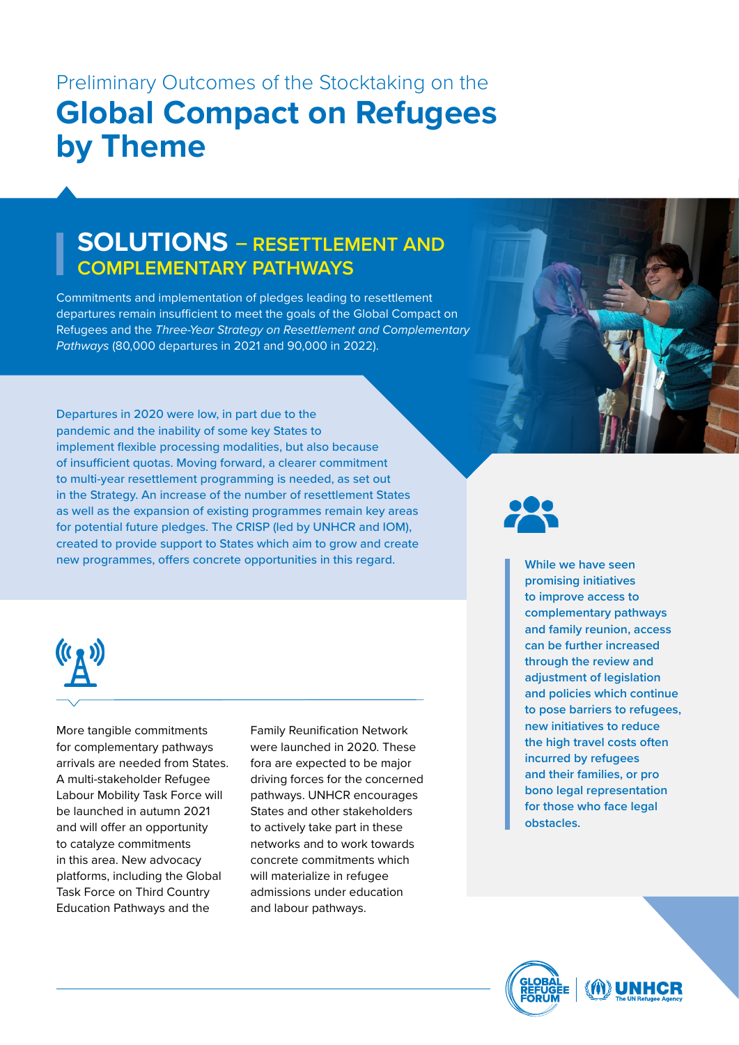Preliminary Outcomes of the Stocktaking on the

# Global Compact on Refugees by Theme

## SOLUTIONS – RESETTLEMENT AND COMPLEMENTARY PATHWAYS

Commitments and implementation of pledges leading to resettlement departures remain insufficient to meet the goals of the Global Compact on Refugees and the *Three-Year Strategy on Resettlement and Complementary Pathways* (80,000 departures in 2021 and 90,000 in 2022).

Departures in 2020 were low, in part due to the pandemic and the inability of some key States to implement flexible processing modalities, but also because of insufficient quotas. Moving forward, a clearer commitment to multi-year resettlement programming is needed, as set out in the Strategy. An increase of the number of resettlement States as well as the expansion of existing programmes remain key areas for potential future pledges. The CRISP (led by UNHCR and IOM), created to provide support to States which aim to grow and create new programmes, offers concrete opportunities in this regard.

More tangible commitments for complementary pathways arrivals are needed from States. A multi-stakeholder Refugee Labour Mobility Task Force will be launched in autumn 2021 and will offer an opportunity to catalyze commitments in this area. New advocacy platforms, including the Global Task Force on Third Country Education Pathways and the Family Reunification Network were launched in 2020. These fora are expected to be major driving forces for the concerned pathways. UNHCR encourages States and other stakeholders to actively take part in these networks and to work towards concrete commitments which will materialize in refugee admissions under education and labour pathways.

While we have seen promising initiatives to improve access to complementary pathways and family reunion, access can be further increased through the review and adjustment of legislation and policies which continue to pose barriers to refugees, new initiatives to reduce the high travel costs often incurred by refugees and their families, or pro bono legal representation for those who face legal obstacles.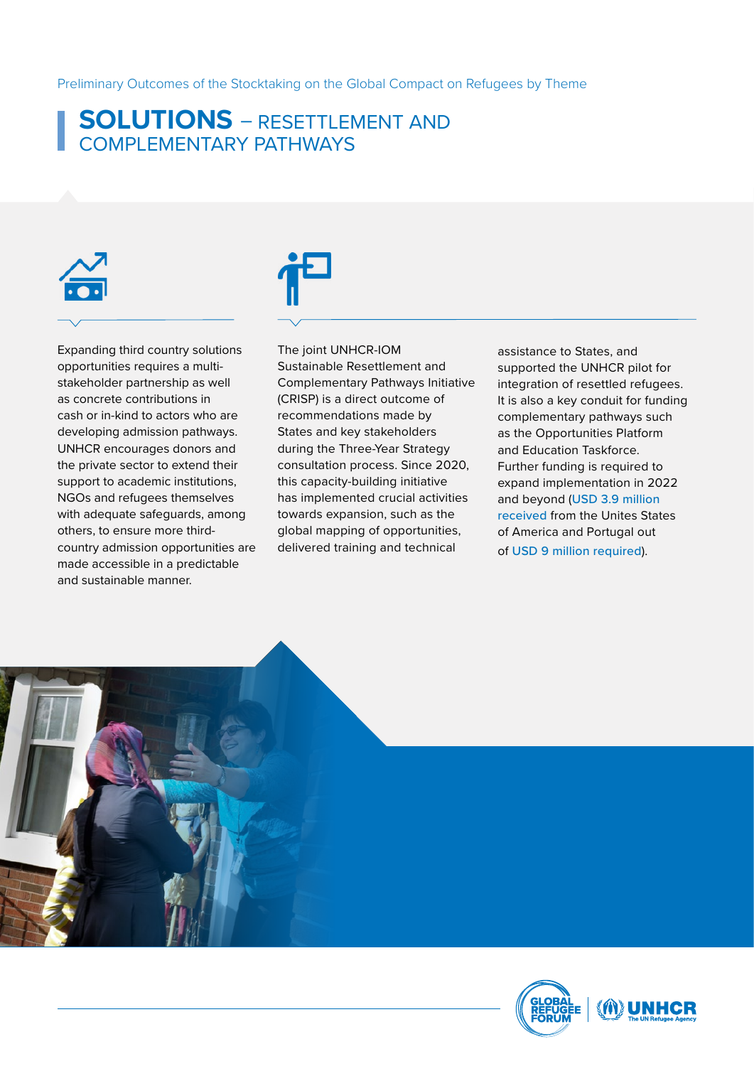Preliminary Outcomes of the Stocktaking on the Global Compact on Refugees by Theme

# SOLUTIONS – RESETTLEMENT AND COMPLEMENTARY PATHWAYS

Expanding third country solutions opportunities requires a multi-stakeholder partnership as well as concrete contributions in cash or in-kind to actors who are developing admission pathways. UNHCR encourages donors and the private sector to extend their support to academic institutions, NGOs and refugees themselves with adequate safeguards, among others, to ensure more third-country admission opportunities are made accessible in a predictable and sustainable manner.

The joint UNHCR-IOM Sustainable Resettlement and Complementary Pathways Initiative (CRISP) is a direct outcome of recommendations made by States and key stakeholders during the Three-Year Strategy consultation process. Since 2020, this capacity-building initiative has implemented crucial activities towards expansion, such as the global mapping of opportunities, delivered training and technical assistance to States, and supported the UNHCR pilot for integration of resettled refugees. It is also a key conduit for funding complementary pathways such as the Opportunities Platform and Education Taskforce. Further funding is required to expand implementation in 2022 and beyond (USD 3.9 million received from the Unites States of America and Portugal out of USD 9 million required).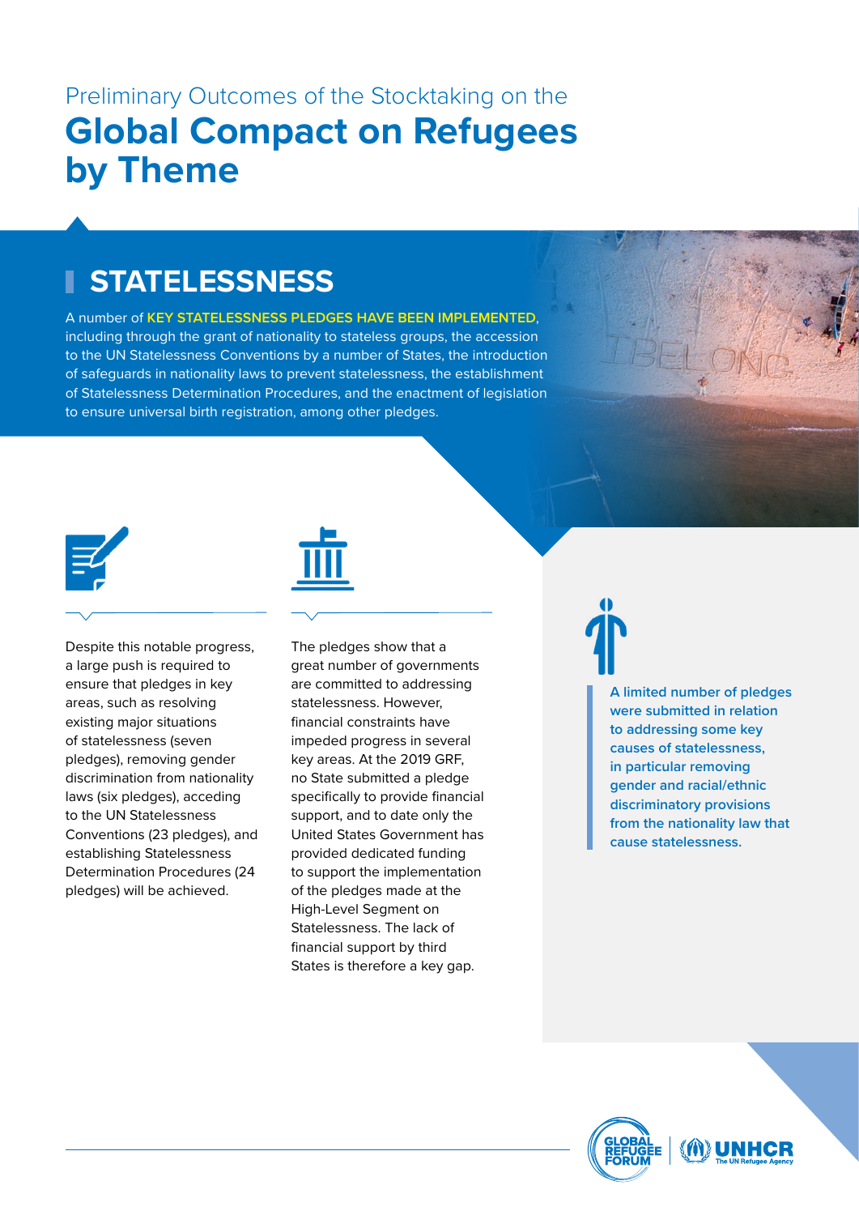Preliminary Outcomes of the Stocktaking on the

# Global Compact on Refugees by Theme

## STATELESSNESS

A number of **KEY STATELESSNESS PLEDGES HAVE BEEN IMPLEMENTED**, including through the grant of nationality to stateless groups, the accession to the UN Statelessness Conventions by a number of States, the introduction of safeguards in nationality laws to prevent statelessness, the establishment of Statelessness Determination Procedures, and the enactment of legislation to ensure universal birth registration, among other pledges.

Despite this notable progress, a large push is required to ensure that pledges in key areas, such as resolving existing major situations of statelessness (seven pledges), removing gender discrimination from nationality laws (six pledges), acceding to the UN Statelessness Conventions (23 pledges), and establishing Statelessness Determination Procedures (24 pledges) will be achieved.

The pledges show that a great number of governments are committed to addressing statelessness. However, financial constraints have impeded progress in several key areas. At the 2019 GRF, no State submitted a pledge specifically to provide financial support, and to date only the United States Government has provided dedicated funding to support the implementation of the pledges made at the High-Level Segment on Statelessness. The lack of financial support by third States is therefore a key gap.

**A limited number of pledges were submitted in relation to addressing some key causes of statelessness, in particular removing gender and racial/ethnic discriminatory provisions from the nationality law that cause statelessness.**